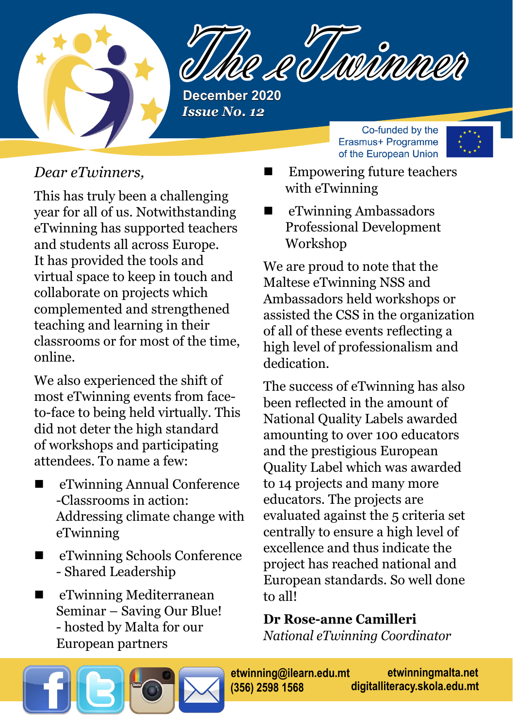# The eTwinner

**December 2020**

***Issue No. 12***

Co-funded by the Erasmus+ Programme of the European Union

*Dear eTwinners,*

This has truly been a challenging year for all of us. Notwithstanding eTwinning has supported teachers and students all across Europe. It has provided the tools and virtual space to keep in touch and collaborate on projects which complemented and strengthened teaching and learning in their classrooms or for most of the time, online.

We also experienced the shift of most eTwinning events from face-to-face to being held virtually. This did not deter the high standard of workshops and participating attendees. To name a few:

- eTwinning Annual Conference -Classrooms in action: Addressing climate change with eTwinning
- eTwinning Schools Conference - Shared Leadership
- eTwinning Mediterranean Seminar – Saving Our Blue! - hosted by Malta for our European partners
- Empowering future teachers with eTwinning
- eTwinning Ambassadors Professional Development Workshop

We are proud to note that the Maltese eTwinning NSS and Ambassadors held workshops or assisted the CSS in the organization of all of these events reflecting a high level of professionalism and dedication.

The success of eTwinning has also been reflected in the amount of National Quality Labels awarded amounting to over 100 educators and the prestigious European Quality Label which was awarded to 14 projects and many more educators. The projects are evaluated against the 5 criteria set centrally to ensure a high level of excellence and thus indicate the project has reached national and European standards. So well done to all!

**Dr Rose-anne Camilleri**
*National eTwinning Coordinator*

etwinning@ilearn.edu.mt
(356) 2598 1568

etwinningmalta.net
digitalliteracy.skola.edu.mt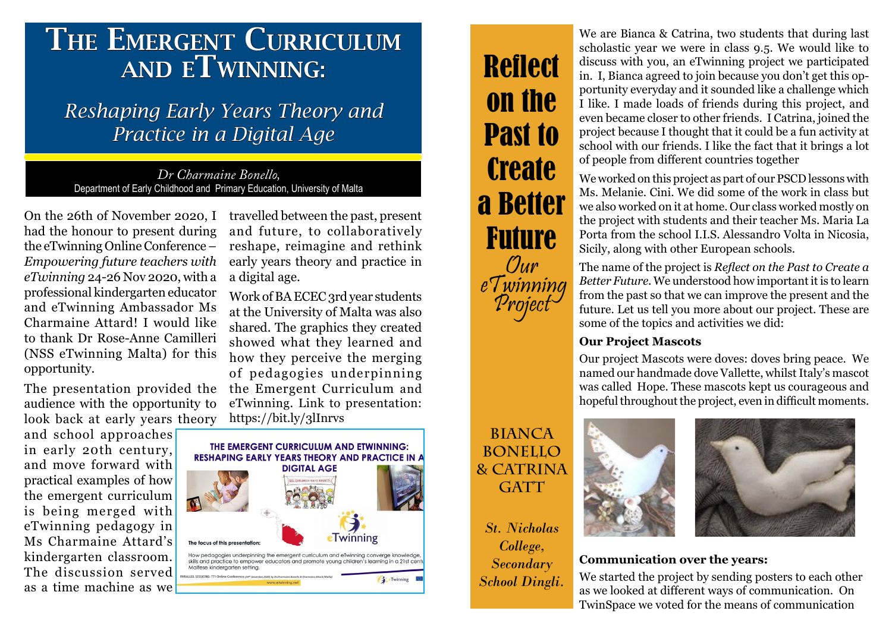# The Emergent Curriculum and eTwinning:

## *Reshaping Early Years Theory and Practice in a Digital Age*

*Dr Charmaine Bonello,*
Department of Early Childhood and Primary Education, University of Malta

On the 26th of November 2020, I had the honour to present during the eTwinning Online Conference – *Empowering future teachers with eTwinning* 24-26 Nov 2020, with a professional kindergarten educator and eTwinning Ambassador Ms Charmaine Attard! I would like to thank Dr Rose-Anne Camilleri (NSS eTwinning Malta) for this opportunity.

The presentation provided the audience with the opportunity to look back at early years theory and school approaches in early 20th century, and move forward with practical examples of how the emergent curriculum is being merged with eTwinning pedagogy in Ms Charmaine Attard's kindergarten classroom. The discussion served as a time machine as we travelled between the past, present and future, to collaboratively reshape, reimagine and rethink early years theory and practice in a digital age.

Work of BA ECEC 3rd year students at the University of Malta was also shared. The graphics they created showed what they learned and how they perceive the merging of pedagogies underpinning the Emergent Curriculum and eTwinning. Link to presentation: https://bit.ly/3lInrvs

# Reflect on the Past to Create a Better Future

## *Our eTwinning Project*

**Bianca Bonello & Catrina Gatt**

*St. Nicholas College, Secondary School Dingli.*

We are Bianca & Catrina, two students that during last scholastic year we were in class 9.5. We would like to discuss with you, an eTwinning project we participated in. I, Bianca agreed to join because you don't get this opportunity everyday and it sounded like a challenge which I like. I made loads of friends during this project, and even became closer to other friends. I Catrina, joined the project because I thought that it could be a fun activity at school with our friends. I like the fact that it brings a lot of people from different countries together

We worked on this project as part of our PSCD lessons with Ms. Melanie. Cini. We did some of the work in class but we also worked on it at home. Our class worked mostly on the project with students and their teacher Ms. Maria La Porta from the school I.I.S. Alessandro Volta in Nicosia, Sicily, along with other European schools.

The name of the project is *Reflect on the Past to Create a Better Future.* We understood how important it is to learn from the past so that we can improve the present and the future. Let us tell you more about our project. These are some of the topics and activities we did:

### Our Project Mascots

Our project Mascots were doves: doves bring peace. We named our handmade dove Vallette, whilst Italy's mascot was called Hope. These mascots kept us courageous and hopeful throughout the project, even in difficult moments.

### Communication over the years:

We started the project by sending posters to each other as we looked at different ways of communication. On TwinSpace we voted for the means of communication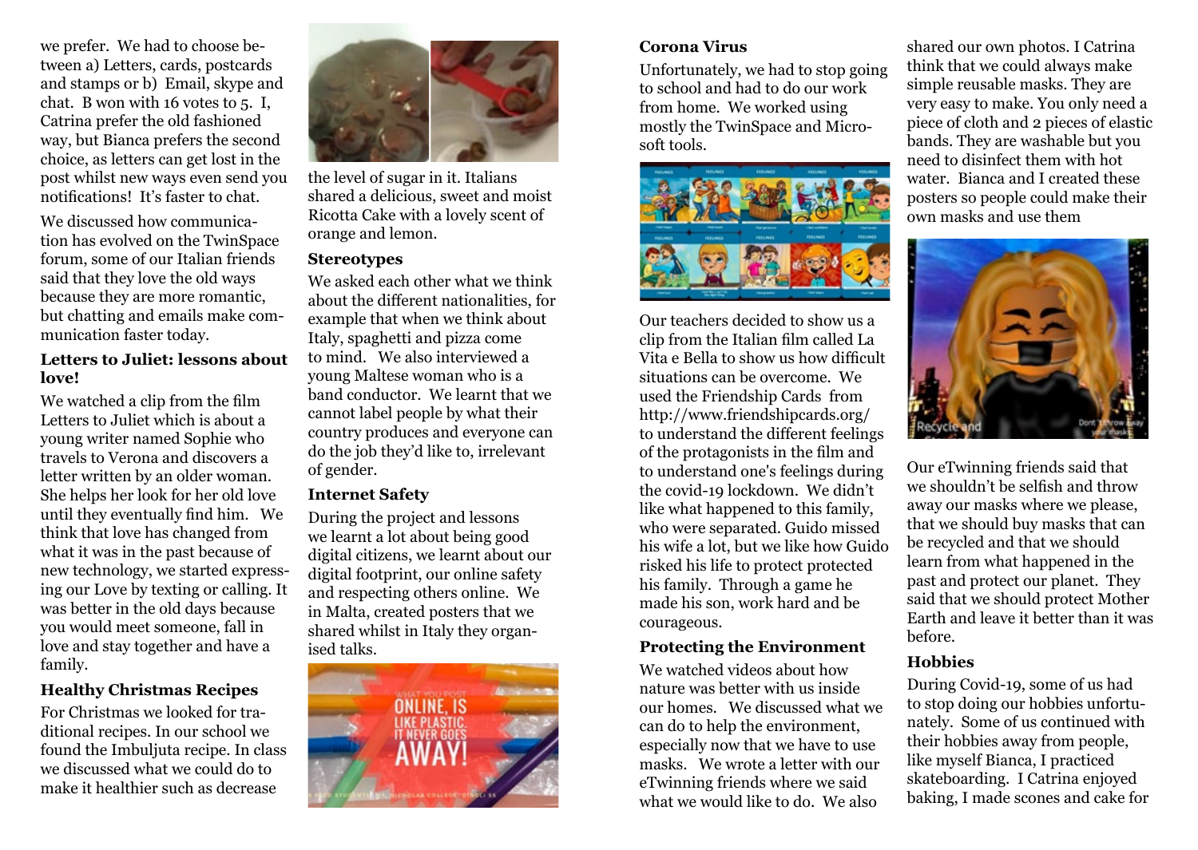we prefer. We had to choose between a) Letters, cards, postcards and stamps or b) Email, skype and chat. B won with 16 votes to 5. I, Catrina prefer the old fashioned way, but Bianca prefers the second choice, as letters can get lost in the post whilst new ways even send you notifications! It's faster to chat.

We discussed how communication has evolved on the TwinSpace forum, some of our Italian friends said that they love the old ways because they are more romantic, but chatting and emails make communication faster today.

### Letters to Juliet: lessons about love!

We watched a clip from the film Letters to Juliet which is about a young writer named Sophie who travels to Verona and discovers a letter written by an older woman. She helps her look for her old love until they eventually find him. We think that love has changed from what it was in the past because of new technology, we started expressing our Love by texting or calling. It was better in the old days because you would meet someone, fall in love and stay together and have a family.

### Healthy Christmas Recipes

For Christmas we looked for traditional recipes. In our school we found the Imbuljuta recipe. In class we discussed what we could do to make it healthier such as decrease the level of sugar in it. Italians shared a delicious, sweet and moist Ricotta Cake with a lovely scent of orange and lemon.

### Stereotypes

We asked each other what we think about the different nationalities, for example that when we think about Italy, spaghetti and pizza come to mind. We also interviewed a young Maltese woman who is a band conductor. We learnt that we cannot label people by what their country produces and everyone can do the job they'd like to, irrelevant of gender.

### Internet Safety

During the project and lessons we learnt a lot about being good digital citizens, we learnt about our digital footprint, our online safety and respecting others online. We in Malta, created posters that we shared whilst in Italy they organised talks.

### Corona Virus

Unfortunately, we had to stop going to school and had to do our work from home. We worked using mostly the TwinSpace and Microsoft tools.

Our teachers decided to show us a clip from the Italian film called La Vita e Bella to show us how difficult situations can be overcome. We used the Friendship Cards from http://www.friendshipcards.org/ to understand the different feelings of the protagonists in the film and to understand one's feelings during the covid-19 lockdown. We didn't like what happened to this family, who were separated. Guido missed his wife a lot, but we like how Guido risked his life to protect protected his family. Through a game he made his son, work hard and be courageous.

### Protecting the Environment

We watched videos about how nature was better with us inside our homes. We discussed what we can do to help the environment, especially now that we have to use masks. We wrote a letter with our eTwinning friends where we said what we would like to do. We also shared our own photos. I Catrina think that we could always make simple reusable masks. They are very easy to make. You only need a piece of cloth and 2 pieces of elastic bands. They are washable but you need to disinfect them with hot water. Bianca and I created these posters so people could make their own masks and use them

Our eTwinning friends said that we shouldn't be selfish and throw away our masks where we please, that we should buy masks that can be recycled and that we should learn from what happened in the past and protect our planet. They said that we should protect Mother Earth and leave it better than it was before.

### Hobbies

During Covid-19, some of us had to stop doing our hobbies unfortunately. Some of us continued with their hobbies away from people, like myself Bianca, I practiced skateboarding. I Catrina enjoyed baking, I made scones and cake for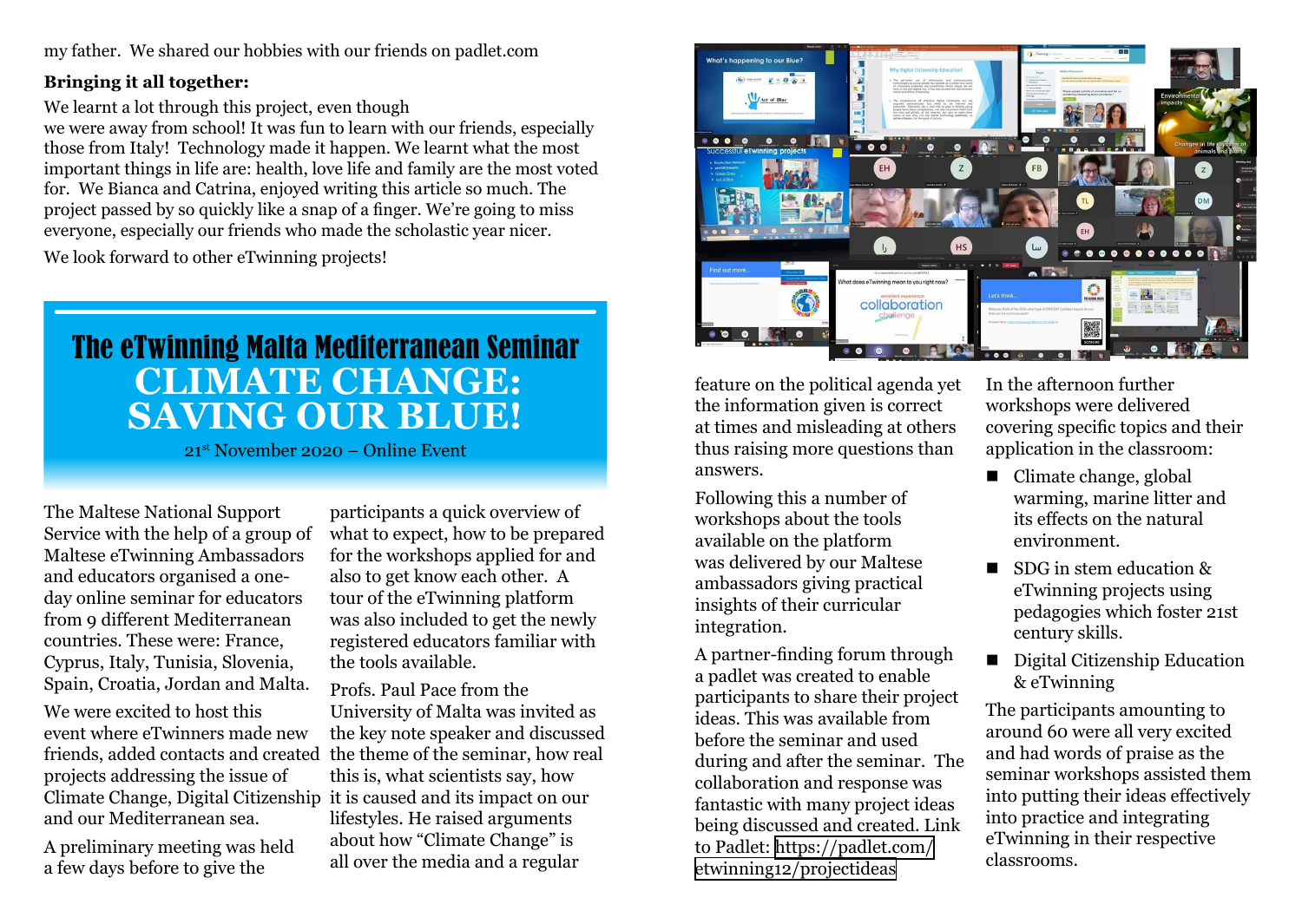my father. We shared our hobbies with our friends on padlet.com

**Bringing it all together:**

We learnt a lot through this project, even though we were away from school! It was fun to learn with our friends, especially those from Italy! Technology made it happen. We learnt what the most important things in life are: health, love life and family are the most voted for. We Bianca and Catrina, enjoyed writing this article so much. The project passed by so quickly like a snap of a finger. We're going to miss everyone, especially our friends who made the scholastic year nicer.

We look forward to other eTwinning projects!

# The eTwinning Malta Mediterranean Seminar

## CLIMATE CHANGE: SAVING OUR BLUE!

21st November 2020 – Online Event

The Maltese National Support Service with the help of a group of Maltese eTwinning Ambassadors and educators organised a one-day online seminar for educators from 9 different Mediterranean countries. These were: France, Cyprus, Italy, Tunisia, Slovenia, Spain, Croatia, Jordan and Malta.

We were excited to host this event where eTwinners made new friends, added contacts and created projects addressing the issue of Climate Change, Digital Citizenship and our Mediterranean sea.

A preliminary meeting was held a few days before to give the participants a quick overview of what to expect, how to be prepared for the workshops applied for and also to get know each other. A tour of the eTwinning platform was also included to get the newly registered educators familiar with the tools available.

Profs. Paul Pace from the University of Malta was invited as the key note speaker and discussed the theme of the seminar, how real this is, what scientists say, how it is caused and its impact on our lifestyles. He raised arguments about how "Climate Change" is all over the media and a regular feature on the political agenda yet the information given is correct at times and misleading at others thus raising more questions than answers.

Following this a number of workshops about the tools available on the platform was delivered by our Maltese ambassadors giving practical insights of their curricular integration.

A partner-finding forum through a padlet was created to enable participants to share their project ideas. This was available from before the seminar and used during and after the seminar. The collaboration and response was fantastic with many project ideas being discussed and created. Link to Padlet: https://padlet.com/etwinning12/projectideas

In the afternoon further workshops were delivered covering specific topics and their application in the classroom:

- Climate change, global warming, marine litter and its effects on the natural environment.
- SDG in stem education & eTwinning projects using pedagogies which foster 21st century skills.
- Digital Citizenship Education & eTwinning

The participants amounting to around 60 were all very excited and had words of praise as the seminar workshops assisted them into putting their ideas effectively into practice and integrating eTwinning in their respective classrooms.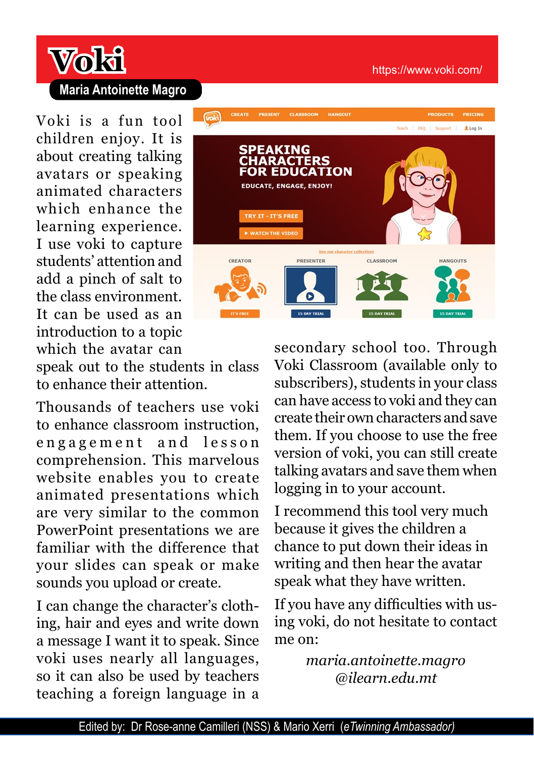# Voki

**Maria Antoinette Magro**

https://www.voki.com/

Voki is a fun tool children enjoy. It is about creating talking avatars or speaking animated characters which enhance the learning experience. I use voki to capture students' attention and add a pinch of salt to the class environment. It can be used as an introduction to a topic which the avatar can speak out to the students in class to enhance their attention.

Thousands of teachers use voki to enhance classroom instruction, engagement and lesson comprehension. This marvelous website enables you to create animated presentations which are very similar to the common PowerPoint presentations we are familiar with the difference that your slides can speak or make sounds you upload or create.

I can change the character's clothing, hair and eyes and write down a message I want it to speak. Since voki uses nearly all languages, so it can also be used by teachers teaching a foreign language in a secondary school too. Through Voki Classroom (available only to subscribers), students in your class can have access to voki and they can create their own characters and save them. If you choose to use the free version of voki, you can still create talking avatars and save them when logging in to your account.

I recommend this tool very much because it gives the children a chance to put down their ideas in writing and then hear the avatar speak what they have written.

If you have any difficulties with using voki, do not hesitate to contact me on:

*maria.antoinette.magro@ilearn.edu.mt*

Edited by: Dr Rose-anne Camilleri (NSS) & Mario Xerri (*eTwinning Ambassador*)